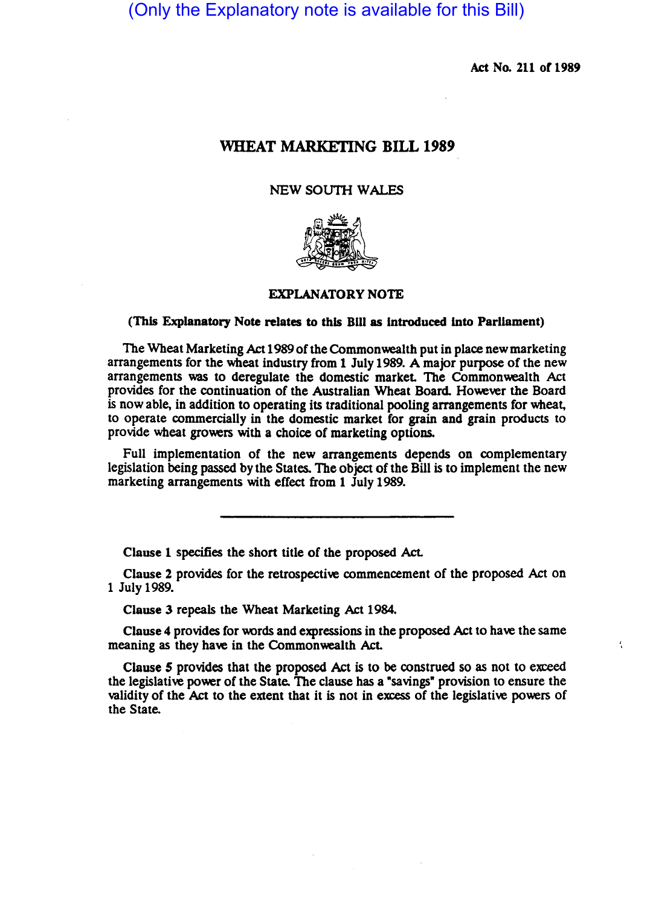(Only the Explanatory note is available for this Bill)

Act No. 211 of 1989

# WHEAT MARKETING BILL 1989

NEW SOUTH WALES

## EXPLANATORY NOTE

**(This Explanatory Note relates to this Bill as introduced into Parliament)**

The Wheat Marketing Act 1989 of the Commonwealth put in place new marketing arrangements for the wheat industry from 1 July 1989. A major purpose of the new arrangements was to deregulate the domestic market. The Commonwealth Act provides for the continuation of the Australian Wheat Board. However the Board is now able, in addition to operating its traditional pooling arrangements for wheat, to operate commercially in the domestic market for grain and grain products to provide wheat growers with a choice of marketing options.

Full implementation of the new arrangements depends on complementary legislation being passed by the States. The object of the Bill is to implement the new marketing arrangements with effect from 1 July 1989.

---

**Clause 1** specifies the short title of the proposed Act.

**Clause 2** provides for the retrospective commencement of the proposed Act on 1 July 1989.

**Clause 3** repeals the Wheat Marketing Act 1984.

**Clause 4** provides for words and expressions in the proposed Act to have the same meaning as they have in the Commonwealth Act.

**Clause 5** provides that the proposed Act is to be construed so as not to exceed the legislative power of the State. The clause has a "savings" provision to ensure the validity of the Act to the extent that it is not in excess of the legislative powers of the State.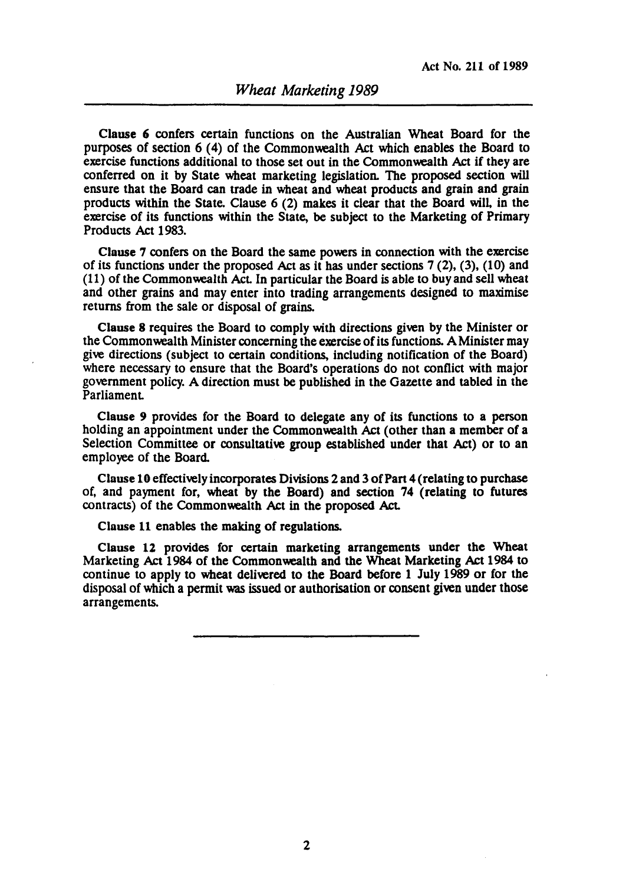Clause 6 confers certain functions on the Australian Wheat Board for the purposes of section 6 (4) of the Commonwealth Act which enables the Board to exercise functions additional to those set out in the Commonwealth Act if they are conferred on it by State wheat marketing legislation. The proposed section will ensure that the Board can trade in wheat and wheat products and grain and grain products within the State. Clause 6 (2) makes it clear that the Board will, in the exercise of its functions within the State, be subject to the Marketing of Primary Products Act 1983.

Clause 7 confers on the Board the same powers in connection with the exercise of its functions under the proposed Act as it has under sections 7 (2), (3), (10) and (11) of the Commonwealth Act. In particular the Board is able to buy and sell wheat and other grains and may enter into trading arrangements designed to maximise returns from the sale or disposal of grains.

Clause 8 requires the Board to comply with directions given by the Minister or the Commonwealth Minister concerning the exercise of its functions. A Minister may give directions (subject to certain conditions, including notification of the Board) where necessary to ensure that the Board's operations do not conflict with major government policy. A direction must be published in the Gazette and tabled in the Parliament.

Clause 9 provides for the Board to delegate any of its functions to a person holding an appointment under the Commonwealth Act (other than a member of a Selection Committee or consultative group established under that Act) or to an employee of the Board.

Clause 10 effectively incorporates Divisions 2 and 3 of Part 4 (relating to purchase of, and payment for, wheat by the Board) and section 74 (relating to futures contracts) of the Commonwealth Act in the proposed Act.

Clause 11 enables the making of regulations.

Clause 12 provides for certain marketing arrangements under the Wheat Marketing Act 1984 of the Commonwealth and the Wheat Marketing Act 1984 to continue to apply to wheat delivered to the Board before 1 July 1989 or for the disposal of which a permit was issued or authorisation or consent given under those arrangements.